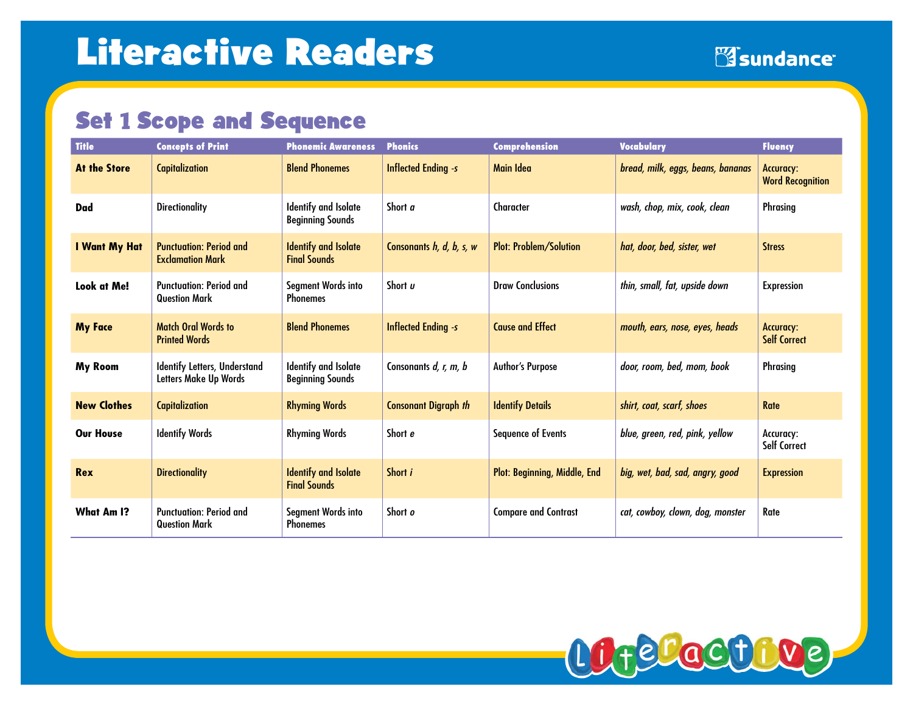# Literactive Readers

sundance

## Set 1 Scope and Sequence

| Title | Concepts of Print | Phonemic Awareness | Phonics | Comprehension | Vocabulary | Fluency |
|---|---|---|---|---|---|---|
| **At the Store** | Capitalization | Blend Phonemes | Inflected Ending *-s* | Main Idea | *bread, milk, eggs, beans, bananas* | Accuracy: Word Recognition |
| **Dad** | Directionality | Identify and Isolate Beginning Sounds | Short *a* | Character | *wash, chop, mix, cook, clean* | Phrasing |
| **I Want My Hat** | Punctuation: Period and Exclamation Mark | Identify and Isolate Final Sounds | Consonants *h, d, b, s, w* | Plot: Problem/Solution | *hat, door, bed, sister, wet* | Stress |
| **Look at Me!** | Punctuation: Period and Question Mark | Segment Words into Phonemes | Short *u* | Draw Conclusions | *thin, small, fat, upside down* | Expression |
| **My Face** | Match Oral Words to Printed Words | Blend Phonemes | Inflected Ending *-s* | Cause and Effect | *mouth, ears, nose, eyes, heads* | Accuracy: Self Correct |
| **My Room** | Identify Letters, Understand Letters Make Up Words | Identify and Isolate Beginning Sounds | Consonants *d, r, m, b* | Author's Purpose | *door, room, bed, mom, book* | Phrasing |
| **New Clothes** | Capitalization | Rhyming Words | Consonant Digraph *th* | Identify Details | *shirt, coat, scarf, shoes* | Rate |
| **Our House** | Identify Words | Rhyming Words | Short *e* | Sequence of Events | *blue, green, red, pink, yellow* | Accuracy: Self Correct |
| **Rex** | Directionality | Identify and Isolate Final Sounds | Short *i* | Plot: Beginning, Middle, End | *big, wet, bad, sad, angry, good* | Expression |
| **What Am I?** | Punctuation: Period and Question Mark | Segment Words into Phonemes | Short *o* | Compare and Contrast | *cat, cowboy, clown, dog, monster* | Rate |

Literactive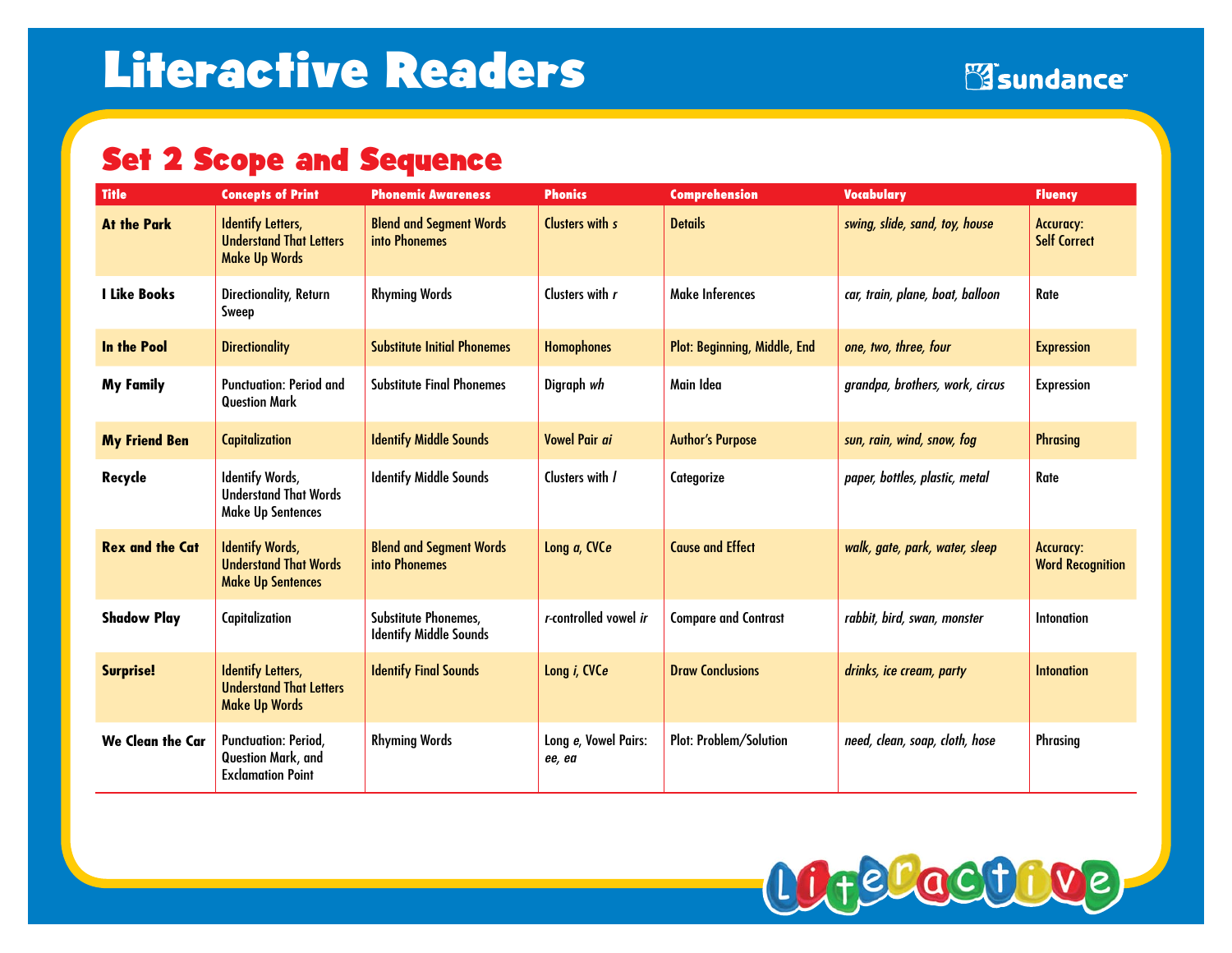# Literactive Readers

sundance

## Set 2 Scope and Sequence

| Title | Concepts of Print | Phonemic Awareness | Phonics | Comprehension | Vocabulary | Fluency |
|---|---|---|---|---|---|---|
| **At the Park** | Identify Letters, Understand That Letters Make Up Words | Blend and Segment Words into Phonemes | Clusters with *s* | Details | *swing, slide, sand, toy, house* | Accuracy: Self Correct |
| **I Like Books** | Directionality, Return Sweep | Rhyming Words | Clusters with *r* | Make Inferences | *car, train, plane, boat, balloon* | Rate |
| **In the Pool** | Directionality | Substitute Initial Phonemes | Homophones | Plot: Beginning, Middle, End | *one, two, three, four* | Expression |
| **My Family** | Punctuation: Period and Question Mark | Substitute Final Phonemes | Digraph *wh* | Main Idea | *grandpa, brothers, work, circus* | Expression |
| **My Friend Ben** | Capitalization | Identify Middle Sounds | Vowel Pair *ai* | Author's Purpose | *sun, rain, wind, snow, fog* | Phrasing |
| **Recycle** | Identify Words, Understand That Words Make Up Sentences | Identify Middle Sounds | Clusters with *l* | Categorize | *paper, bottles, plastic, metal* | Rate |
| **Rex and the Cat** | Identify Words, Understand That Words Make Up Sentences | Blend and Segment Words into Phonemes | Long *a*, CVC*e* | Cause and Effect | *walk, gate, park, water, sleep* | Accuracy: Word Recognition |
| **Shadow Play** | Capitalization | Substitute Phonemes, Identify Middle Sounds | *r*-controlled vowel *ir* | Compare and Contrast | *rabbit, bird, swan, monster* | Intonation |
| **Surprise!** | Identify Letters, Understand That Letters Make Up Words | Identify Final Sounds | Long *i*, CVC*e* | Draw Conclusions | *drinks, ice cream, party* | Intonation |
| **We Clean the Car** | Punctuation: Period, Question Mark, and Exclamation Point | Rhyming Words | Long *e*, Vowel Pairs: *ee, ea* | Plot: Problem/Solution | *need, clean, soap, cloth, hose* | Phrasing |

Literactive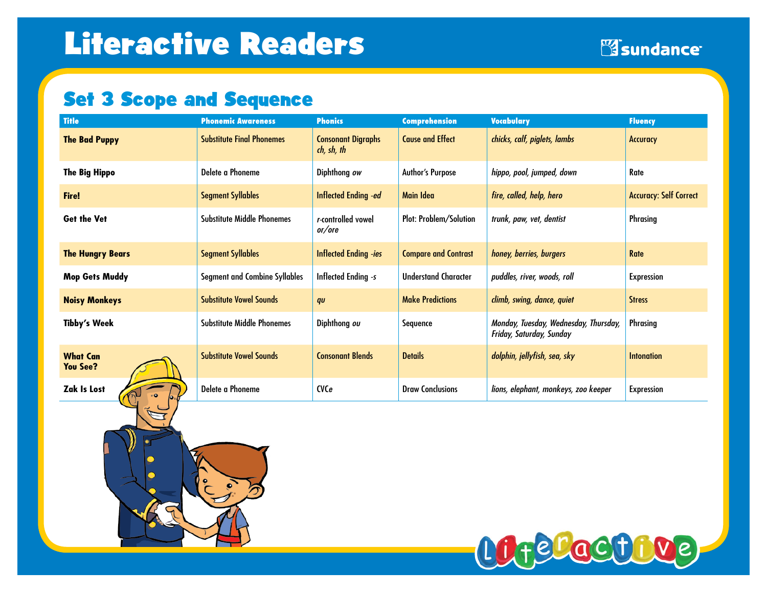# Literactive Readers

## Set 3 Scope and Sequence

| Title | Phonemic Awareness | Phonics | Comprehension | Vocabulary | Fluency |
|---|---|---|---|---|---|
| **The Bad Puppy** | Substitute Final Phonemes | Consonant Digraphs *ch, sh, th* | Cause and Effect | *chicks, calf, piglets, lambs* | Accuracy |
| **The Big Hippo** | Delete a Phoneme | Diphthong *ow* | Author's Purpose | *hippo, pool, jumped, down* | Rate |
| **Fire!** | Segment Syllables | Inflected Ending *-ed* | Main Idea | *fire, called, help, hero* | Accuracy: Self Correct |
| **Get the Vet** | Substitute Middle Phonemes | *r*-controlled vowel *or/ore* | Plot: Problem/Solution | *trunk, paw, vet, dentist* | Phrasing |
| **The Hungry Bears** | Segment Syllables | Inflected Ending *-ies* | Compare and Contrast | *honey, berries, burgers* | Rate |
| **Mop Gets Muddy** | Segment and Combine Syllables | Inflected Ending *-s* | Understand Character | *puddles, river, woods, roll* | Expression |
| **Noisy Monkeys** | Substitute Vowel Sounds | *qu* | Make Predictions | *climb, swing, dance, quiet* | Stress |
| **Tibby's Week** | Substitute Middle Phonemes | Diphthong *ou* | Sequence | *Monday, Tuesday, Wednesday, Thursday, Friday, Saturday, Sunday* | Phrasing |
| **What Can You See?** | Substitute Vowel Sounds | Consonant Blends | Details | *dolphin, jellyfish, sea, sky* | Intonation |
| **Zak Is Lost** | Delete a Phoneme | CVC*e* | Draw Conclusions | *lions, elephant, monkeys, zoo keeper* | Expression |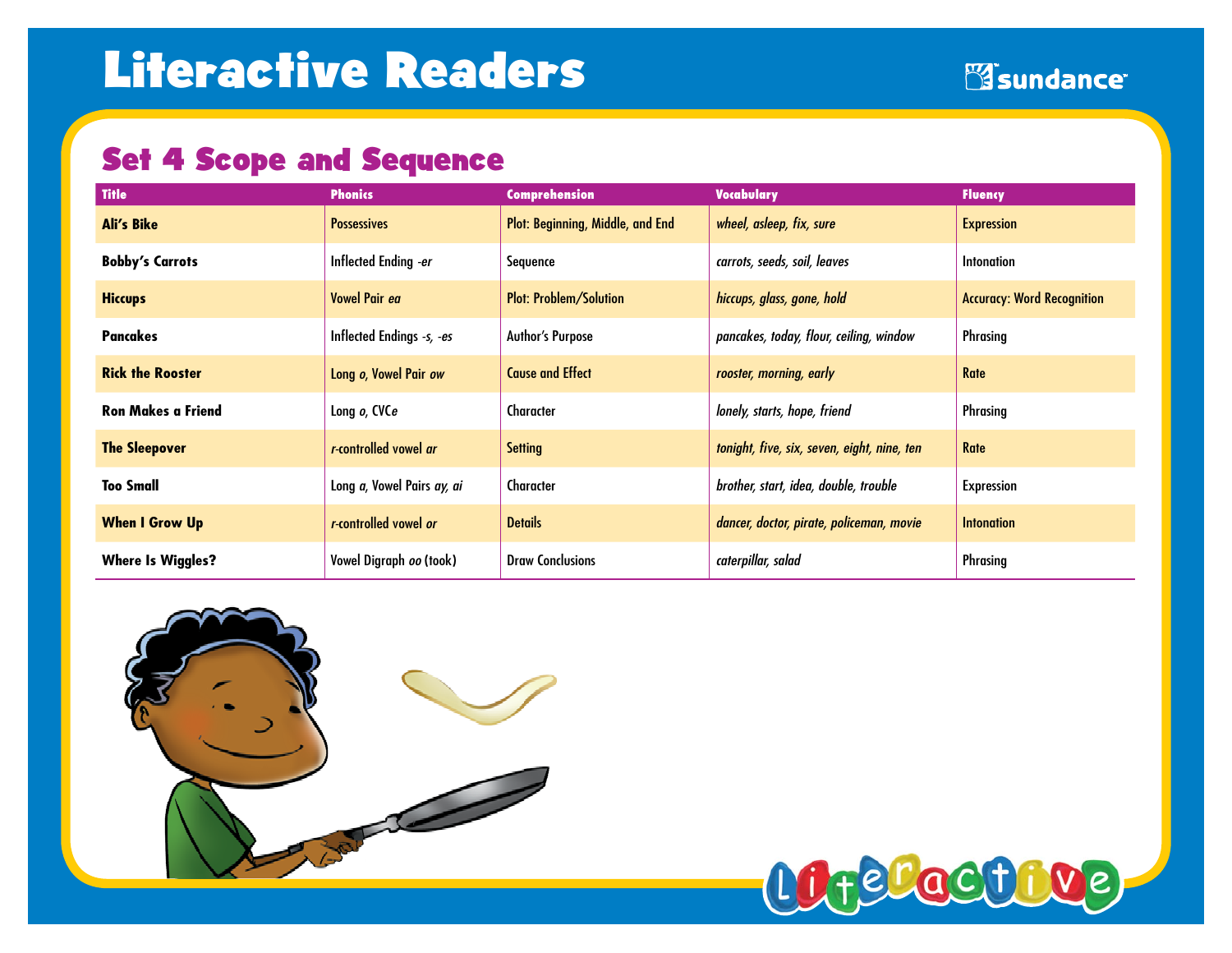# Literactive Readers

## Set 4 Scope and Sequence

| Title | Phonics | Comprehension | Vocabulary | Fluency |
|---|---|---|---|---|
| **Ali's Bike** | Possessives | Plot: Beginning, Middle, and End | *wheel, asleep, fix, sure* | Expression |
| **Bobby's Carrots** | Inflected Ending *-er* | Sequence | *carrots, seeds, soil, leaves* | Intonation |
| **Hiccups** | Vowel Pair *ea* | Plot: Problem/Solution | *hiccups, glass, gone, hold* | Accuracy: Word Recognition |
| **Pancakes** | Inflected Endings *-s, -es* | Author's Purpose | *pancakes, today, flour, ceiling, window* | Phrasing |
| **Rick the Rooster** | Long *o*, Vowel Pair *ow* | Cause and Effect | *rooster, morning, early* | Rate |
| **Ron Makes a Friend** | Long *o*, CVC*e* | Character | *lonely, starts, hope, friend* | Phrasing |
| **The Sleepover** | *r*-controlled vowel *ar* | Setting | *tonight, five, six, seven, eight, nine, ten* | Rate |
| **Too Small** | Long *a*, Vowel Pairs *ay, ai* | Character | *brother, start, idea, double, trouble* | Expression |
| **When I Grow Up** | *r*-controlled vowel *or* | Details | *dancer, doctor, pirate, policeman, movie* | Intonation |
| **Where Is Wiggles?** | Vowel Digraph *oo* (took) | Draw Conclusions | *caterpillar, salad* | Phrasing |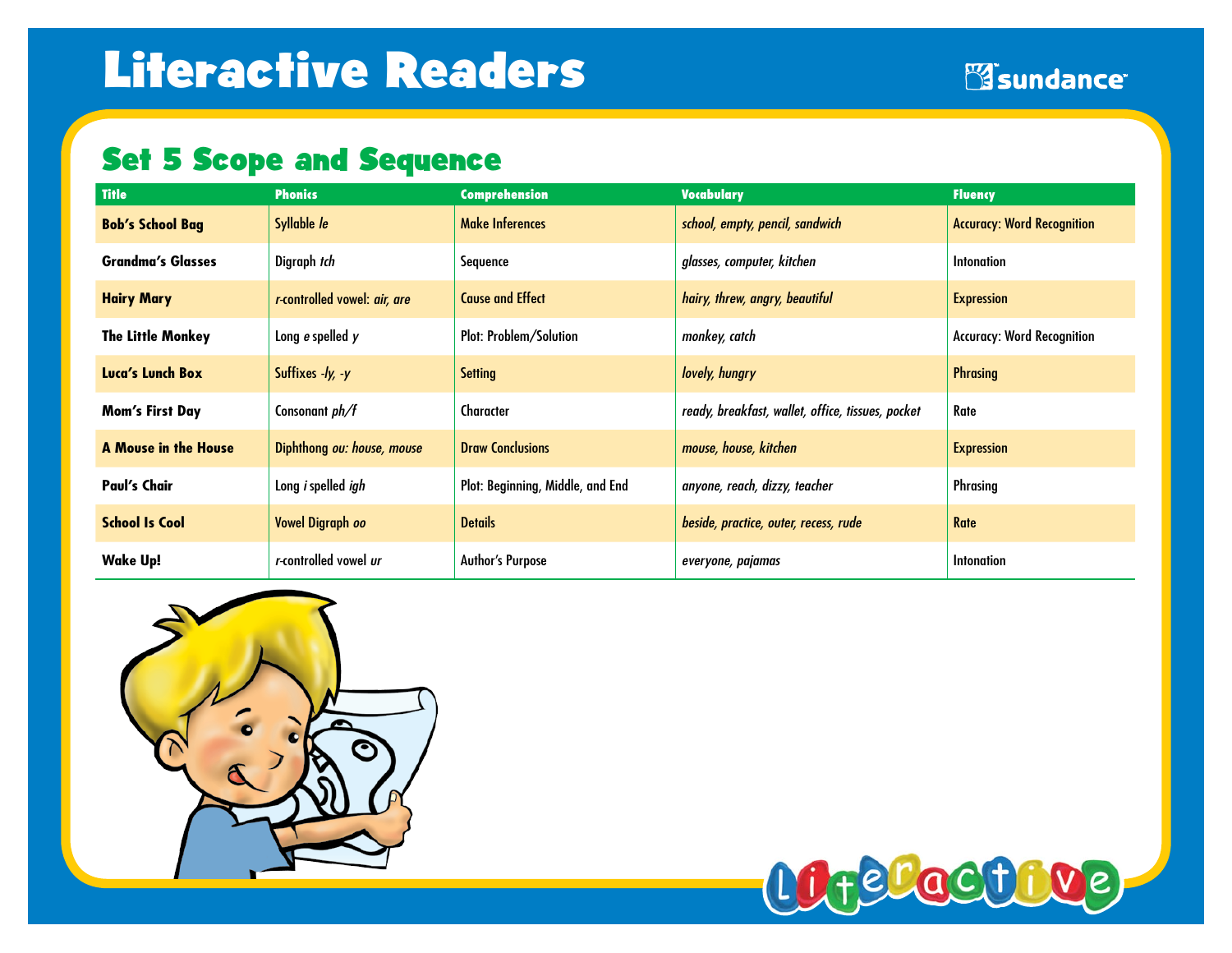# Literactive Readers

sundance

## Set 5 Scope and Sequence

| Title | Phonics | Comprehension | Vocabulary | Fluency |
|---|---|---|---|---|
| **Bob's School Bag** | Syllable *le* | Make Inferences | *school, empty, pencil, sandwich* | Accuracy: Word Recognition |
| **Grandma's Glasses** | Digraph *tch* | Sequence | *glasses, computer, kitchen* | Intonation |
| **Hairy Mary** | *r*-controlled vowel: *air, are* | Cause and Effect | *hairy, threw, angry, beautiful* | Expression |
| **The Little Monkey** | Long *e* spelled *y* | Plot: Problem/Solution | *monkey, catch* | Accuracy: Word Recognition |
| **Luca's Lunch Box** | Suffixes *-ly, -y* | Setting | *lovely, hungry* | Phrasing |
| **Mom's First Day** | Consonant *ph/f* | Character | *ready, breakfast, wallet, office, tissues, pocket* | Rate |
| **A Mouse in the House** | Diphthong *ou: house, mouse* | Draw Conclusions | *mouse, house, kitchen* | Expression |
| **Paul's Chair** | Long *i* spelled *igh* | Plot: Beginning, Middle, and End | *anyone, reach, dizzy, teacher* | Phrasing |
| **School Is Cool** | Vowel Digraph *oo* | Details | *beside, practice, outer, recess, rude* | Rate |
| **Wake Up!** | *r*-controlled vowel *ur* | Author's Purpose | *everyone, pajamas* | Intonation |

Literactive